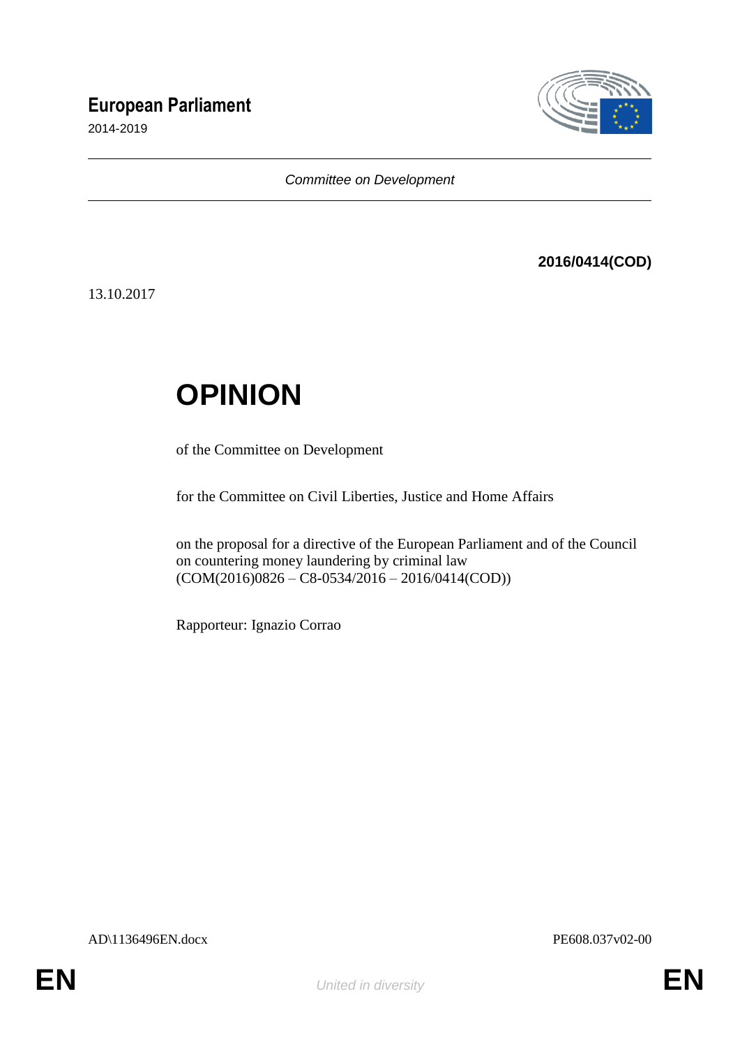**European Parliament**

2014-2019

*Committee on Development*

**2016/0414(COD)**

13.10.2017

# OPINION

of the Committee on Development

for the Committee on Civil Liberties, Justice and Home Affairs

on the proposal for a directive of the European Parliament and of the Council on countering money laundering by criminal law
(COM(2016)0826 – C8-0534/2016 – 2016/0414(COD))

Rapporteur: Ignazio Corrao

AD\1136496EN.docx PE608.037v02-00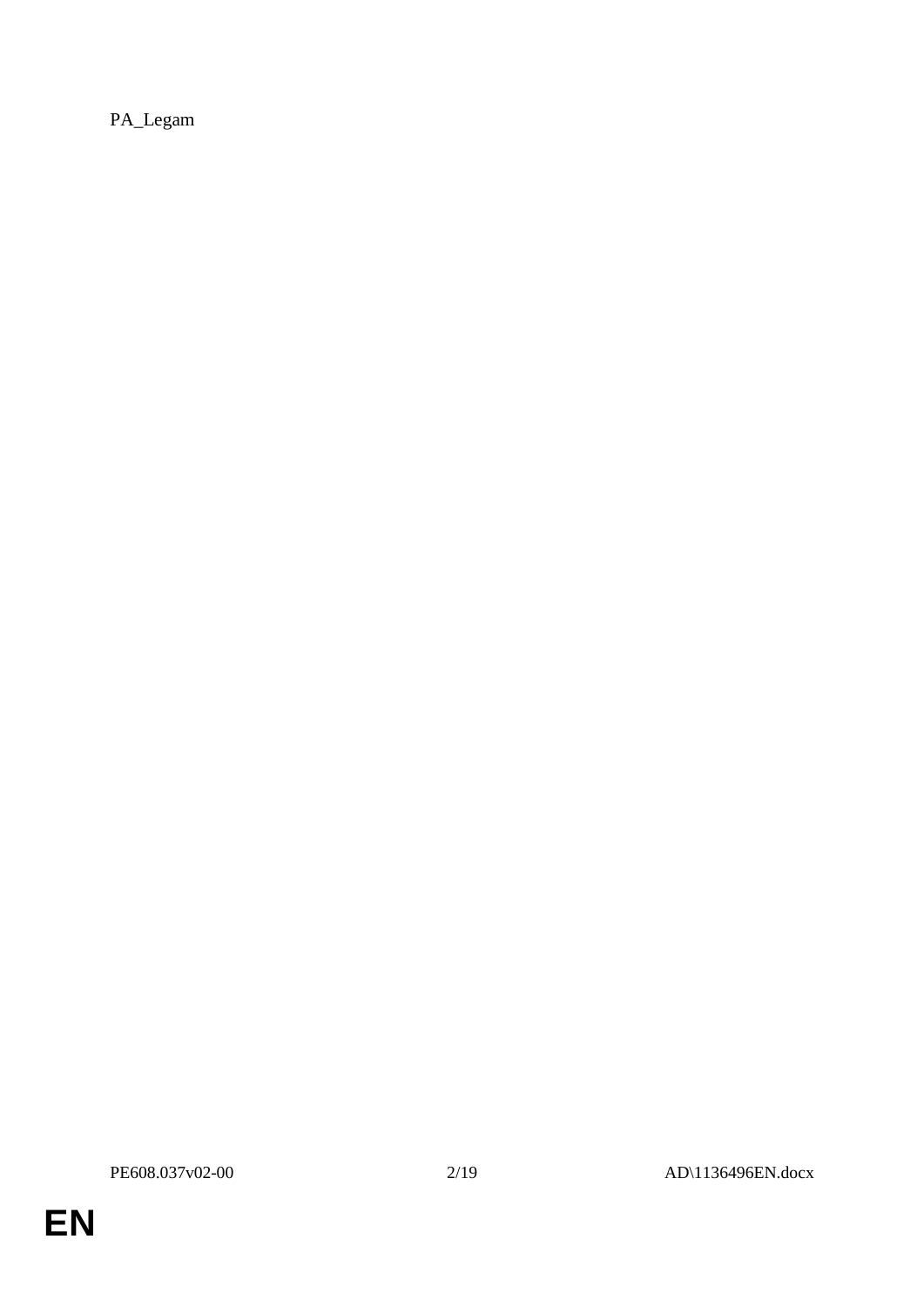PA_Legam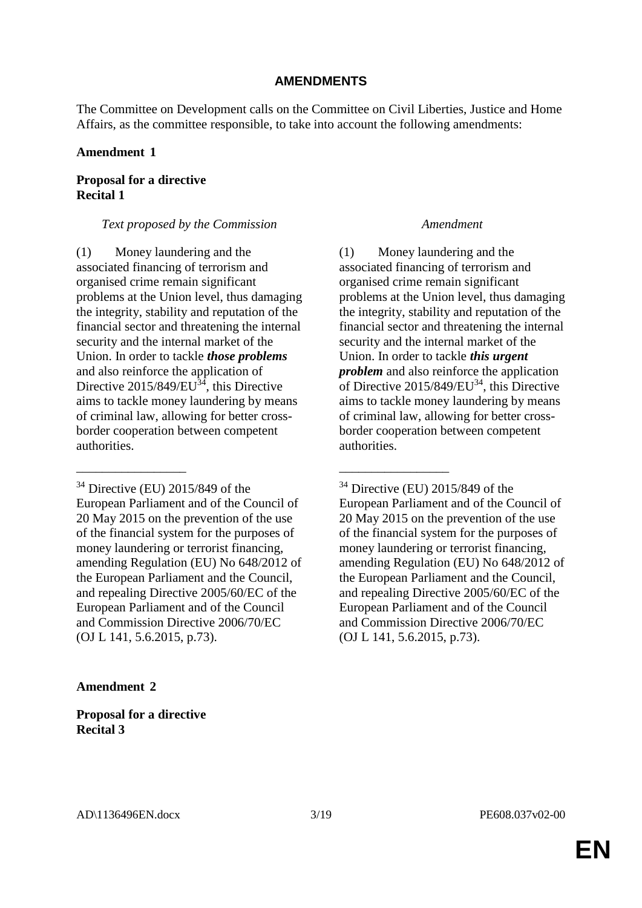**AMENDMENTS**

The Committee on Development calls on the Committee on Civil Liberties, Justice and Home Affairs, as the committee responsible, to take into account the following amendments:

**Amendment 1**

**Proposal for a directive**
**Recital 1**

| *Text proposed by the Commission* | *Amendment* |
|---|---|
| (1) Money laundering and the associated financing of terrorism and organised crime remain significant problems at the Union level, thus damaging the integrity, stability and reputation of the financial sector and threatening the internal security and the internal market of the Union. In order to tackle ***those problems*** and also reinforce the application of Directive 2015/849/EU[34], this Directive aims to tackle money laundering by means of criminal law, allowing for better cross-border cooperation between competent authorities. | (1) Money laundering and the associated financing of terrorism and organised crime remain significant problems at the Union level, thus damaging the integrity, stability and reputation of the financial sector and threatening the internal security and the internal market of the Union. In order to tackle ***this urgent problem*** and also reinforce the application of Directive 2015/849/EU[34], this Directive aims to tackle money laundering by means of criminal law, allowing for better cross-border cooperation between competent authorities. |
| ________________ | ________________ |
| [34] Directive (EU) 2015/849 of the European Parliament and of the Council of 20 May 2015 on the prevention of the use of the financial system for the purposes of money laundering or terrorist financing, amending Regulation (EU) No 648/2012 of the European Parliament and the Council, and repealing Directive 2005/60/EC of the European Parliament and of the Council and Commission Directive 2006/70/EC (OJ L 141, 5.6.2015, p.73). | [34] Directive (EU) 2015/849 of the European Parliament and of the Council of 20 May 2015 on the prevention of the use of the financial system for the purposes of money laundering or terrorist financing, amending Regulation (EU) No 648/2012 of the European Parliament and the Council, and repealing Directive 2005/60/EC of the European Parliament and of the Council and Commission Directive 2006/70/EC (OJ L 141, 5.6.2015, p.73). |

**Amendment 2**

**Proposal for a directive**
**Recital 3**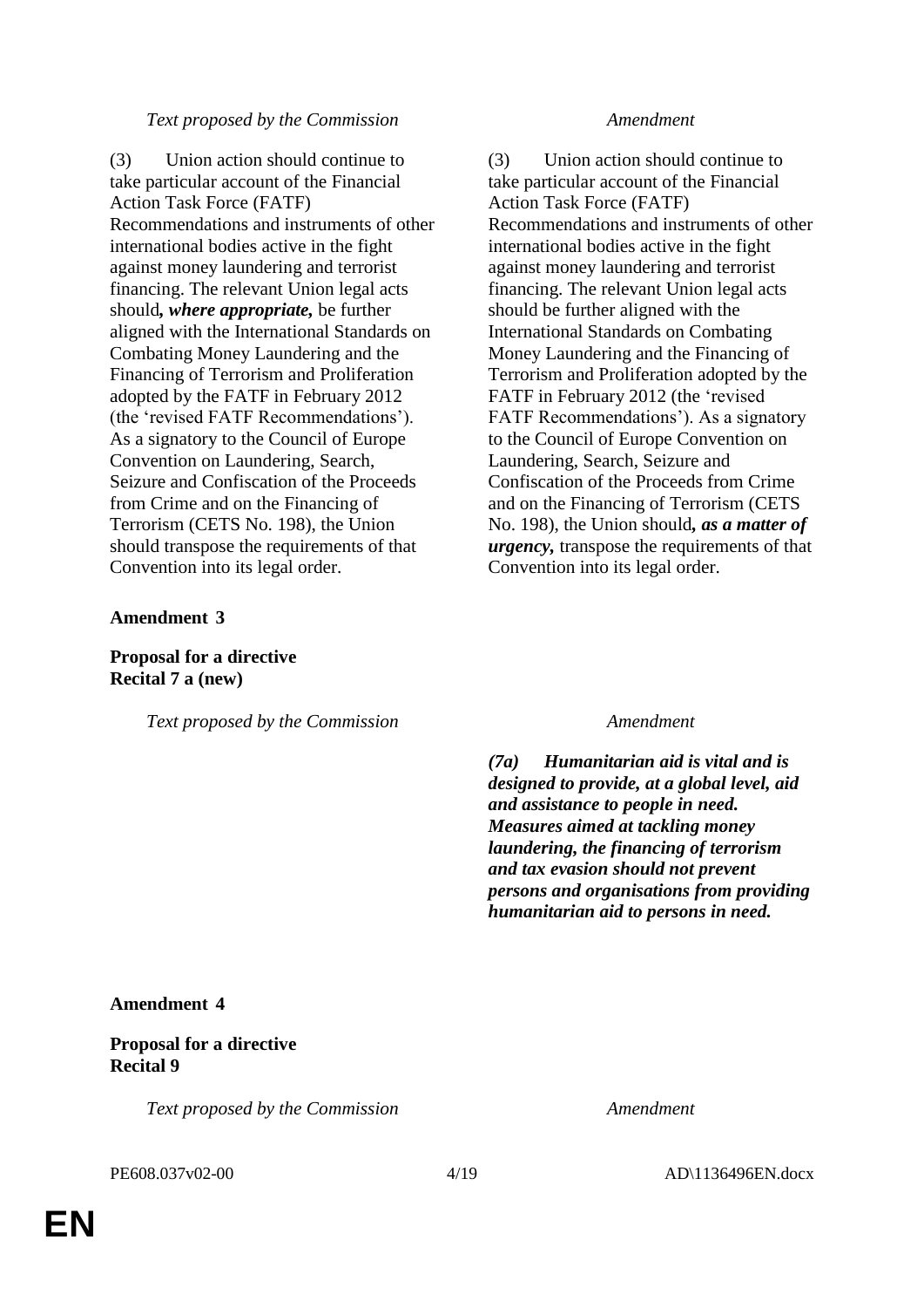| *Text proposed by the Commission* | *Amendment* |
|---|---|
| (3) Union action should continue to take particular account of the Financial Action Task Force (FATF) Recommendations and instruments of other international bodies active in the fight against money laundering and terrorist financing. The relevant Union legal acts should***, where appropriate,*** be further aligned with the International Standards on Combating Money Laundering and the Financing of Terrorism and Proliferation adopted by the FATF in February 2012 (the 'revised FATF Recommendations'). As a signatory to the Council of Europe Convention on Laundering, Search, Seizure and Confiscation of the Proceeds from Crime and on the Financing of Terrorism (CETS No. 198), the Union should transpose the requirements of that Convention into its legal order. | (3) Union action should continue to take particular account of the Financial Action Task Force (FATF) Recommendations and instruments of other international bodies active in the fight against money laundering and terrorist financing. The relevant Union legal acts should be further aligned with the International Standards on Combating Money Laundering and the Financing of Terrorism and Proliferation adopted by the FATF in February 2012 (the 'revised FATF Recommendations'). As a signatory to the Council of Europe Convention on Laundering, Search, Seizure and Confiscation of the Proceeds from Crime and on the Financing of Terrorism (CETS No. 198), the Union should***, as a matter of urgency,*** transpose the requirements of that Convention into its legal order. |

**Amendment 3**

**Proposal for a directive**
**Recital 7 a (new)**

| *Text proposed by the Commission* | *Amendment* |
|---|---|
| | ***(7a) Humanitarian aid is vital and is designed to provide, at a global level, aid and assistance to people in need. Measures aimed at tackling money laundering, the financing of terrorism and tax evasion should not prevent persons and organisations from providing humanitarian aid to persons in need.*** |

**Amendment 4**

**Proposal for a directive**
**Recital 9**

| *Text proposed by the Commission* | *Amendment* |
|---|---|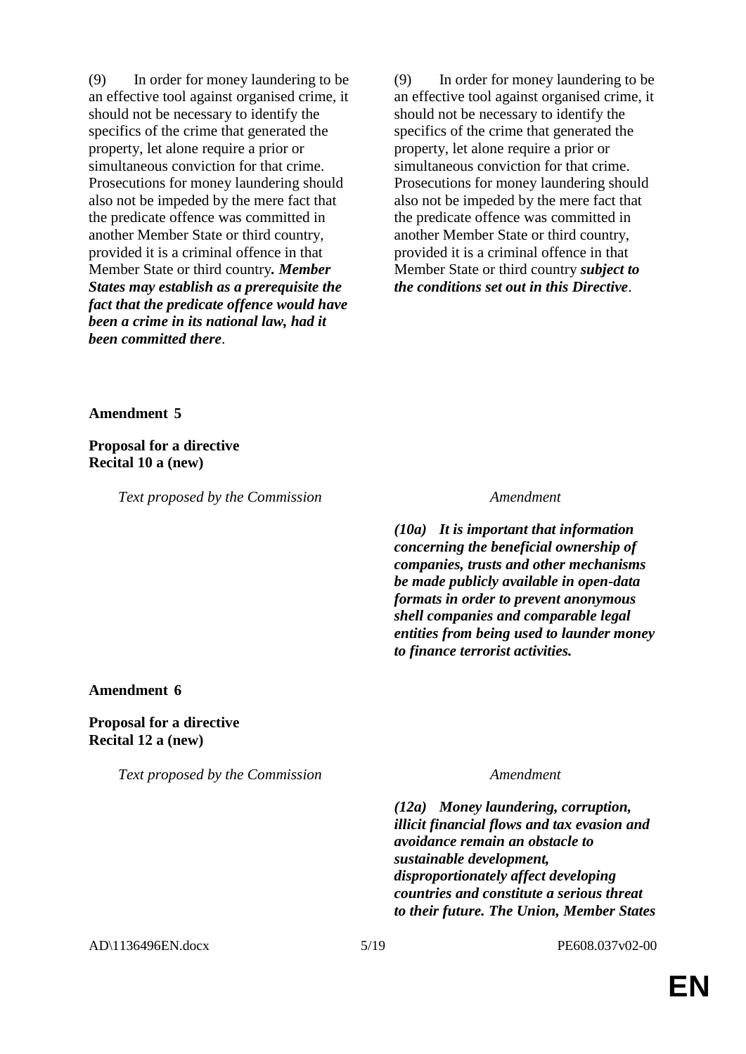| | |
|---|---|
| (9) In order for money laundering to be an effective tool against organised crime, it should not be necessary to identify the specifics of the crime that generated the property, let alone require a prior or simultaneous conviction for that crime. Prosecutions for money laundering should also not be impeded by the mere fact that the predicate offence was committed in another Member State or third country, provided it is a criminal offence in that Member State or third country***. Member States may establish as a prerequisite the fact that the predicate offence would have been a crime in its national law, had it been committed there***. | (9) In order for money laundering to be an effective tool against organised crime, it should not be necessary to identify the specifics of the crime that generated the property, let alone require a prior or simultaneous conviction for that crime. Prosecutions for money laundering should also not be impeded by the mere fact that the predicate offence was committed in another Member State or third country, provided it is a criminal offence in that Member State or third country ***subject to the conditions set out in this Directive***. |

**Amendment 5**

**Proposal for a directive**
**Recital 10 a (new)**

| *Text proposed by the Commission* | *Amendment* |
|---|---|
| | ***(10a) It is important that information concerning the beneficial ownership of companies, trusts and other mechanisms be made publicly available in open-data formats in order to prevent anonymous shell companies and comparable legal entities from being used to launder money to finance terrorist activities.*** |

**Amendment 6**

**Proposal for a directive**
**Recital 12 a (new)**

| *Text proposed by the Commission* | *Amendment* |
|---|---|
| | ***(12a) Money laundering, corruption, illicit financial flows and tax evasion and avoidance remain an obstacle to sustainable development, disproportionately affect developing countries and constitute a serious threat to their future. The Union, Member States*** |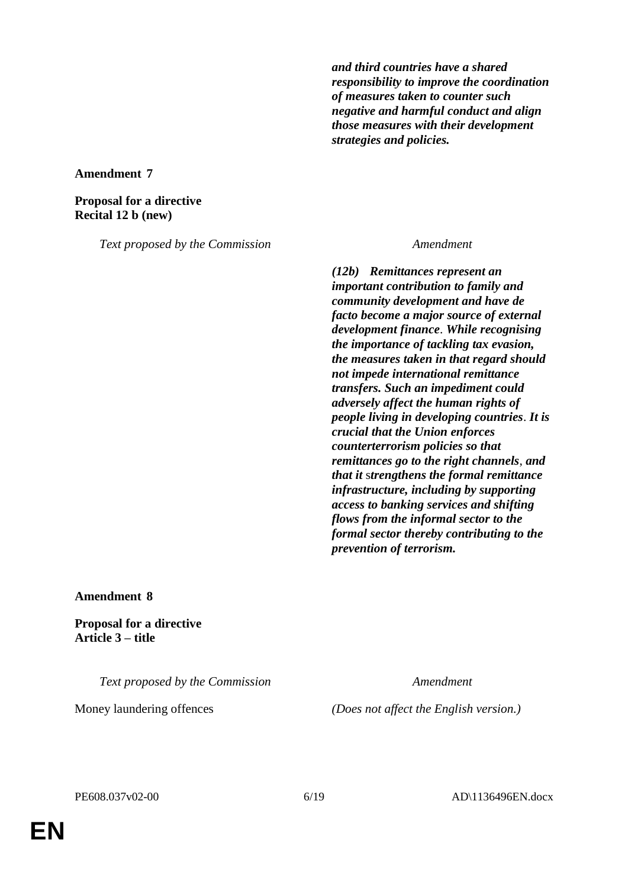***and third countries have a shared responsibility to improve the coordination of measures taken to counter such negative and harmful conduct and align those measures with their development strategies and policies.***

**Amendment 7**

**Proposal for a directive**
**Recital 12 b (new)**

| *Text proposed by the Commission* | *Amendment* |
|---|---|
| | ***(12b) Remittances represent an important contribution to family and community development and have de facto become a major source of external development finance. While recognising the importance of tackling tax evasion, the measures taken in that regard should not impede international remittance transfers. Such an impediment could adversely affect the human rights of people living in developing countries. It is crucial that the Union enforces counterterrorism policies so that remittances go to the right channels, and that it strengthens the formal remittance infrastructure, including by supporting access to banking services and shifting flows from the informal sector to the formal sector thereby contributing to the prevention of terrorism.*** |

**Amendment 8**

**Proposal for a directive**
**Article 3 – title**

| *Text proposed by the Commission* | *Amendment* |
|---|---|
| Money laundering offences | *(Does not affect the English version.)* |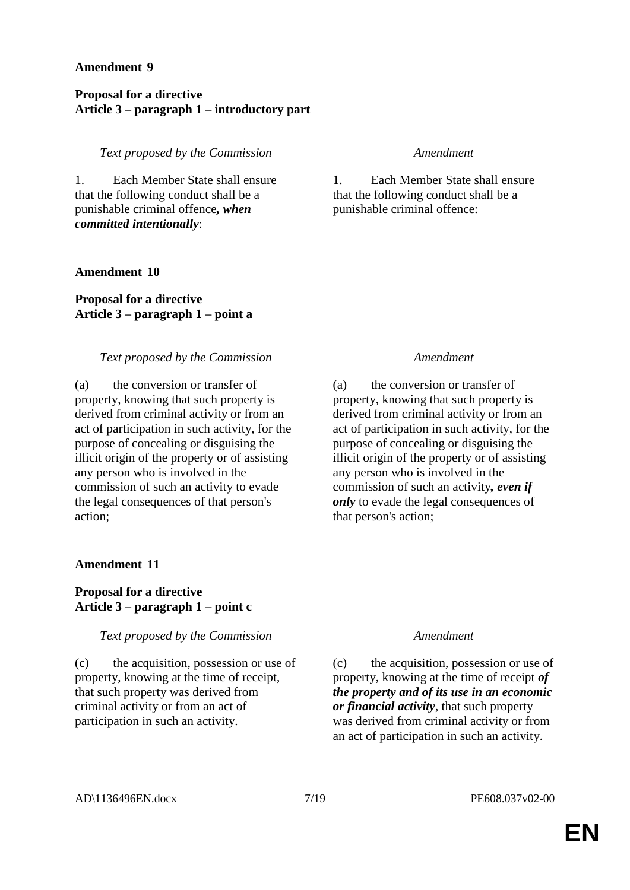**Amendment 9**

**Proposal for a directive**
**Article 3 – paragraph 1 – introductory part**

| *Text proposed by the Commission* | *Amendment* |
|---|---|
| 1. Each Member State shall ensure that the following conduct shall be a punishable criminal offence***, when committed intentionally***: | 1. Each Member State shall ensure that the following conduct shall be a punishable criminal offence: |

**Amendment 10**

**Proposal for a directive**
**Article 3 – paragraph 1 – point a**

| *Text proposed by the Commission* | *Amendment* |
|---|---|
| (a) the conversion or transfer of property, knowing that such property is derived from criminal activity or from an act of participation in such activity, for the purpose of concealing or disguising the illicit origin of the property or of assisting any person who is involved in the commission of such an activity to evade the legal consequences of that person's action; | (a) the conversion or transfer of property, knowing that such property is derived from criminal activity or from an act of participation in such activity, for the purpose of concealing or disguising the illicit origin of the property or of assisting any person who is involved in the commission of such an activity***, even if only*** to evade the legal consequences of that person's action; |

**Amendment 11**

**Proposal for a directive**
**Article 3 – paragraph 1 – point c**

| *Text proposed by the Commission* | *Amendment* |
|---|---|
| (c) the acquisition, possession or use of property, knowing at the time of receipt, that such property was derived from criminal activity or from an act of participation in such an activity. | (c) the acquisition, possession or use of property, knowing at the time of receipt ***of the property and of its use in an economic or financial activity***, that such property was derived from criminal activity or from an act of participation in such an activity. |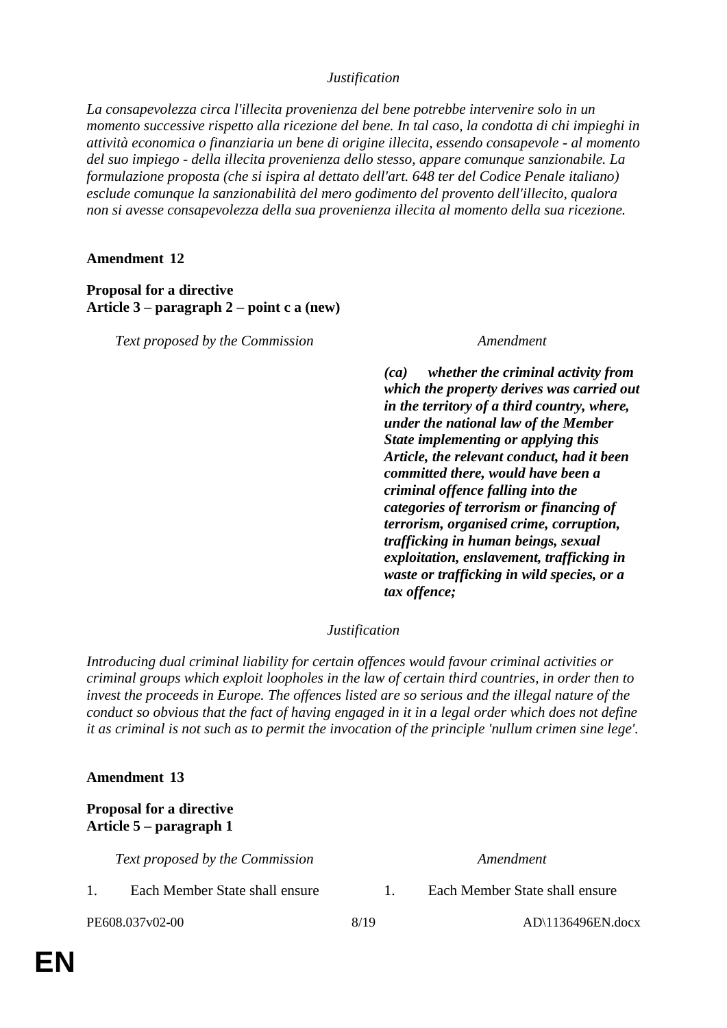*Justification*

*La consapevolezza circa l'illecita provenienza del bene potrebbe intervenire solo in un momento successive rispetto alla ricezione del bene. In tal caso, la condotta di chi impieghi in attività economica o finanziaria un bene di origine illecita, essendo consapevole - al momento del suo impiego - della illecita provenienza dello stesso, appare comunque sanzionabile. La formulazione proposta (che si ispira al dettato dell'art. 648 ter del Codice Penale italiano) esclude comunque la sanzionabilità del mero godimento del provento dell'illecito, qualora non si avesse consapevolezza della sua provenienza illecita al momento della sua ricezione.*

**Amendment 12**

**Proposal for a directive**
**Article 3 – paragraph 2 – point c a (new)**

| *Text proposed by the Commission* | *Amendment* |
|---|---|
| | ***(ca) whether the criminal activity from which the property derives was carried out in the territory of a third country, where, under the national law of the Member State implementing or applying this Article, the relevant conduct, had it been committed there, would have been a criminal offence falling into the categories of terrorism or financing of terrorism, organised crime, corruption, trafficking in human beings, sexual exploitation, enslavement, trafficking in waste or trafficking in wild species, or a tax offence;*** |

*Justification*

*Introducing dual criminal liability for certain offences would favour criminal activities or criminal groups which exploit loopholes in the law of certain third countries, in order then to invest the proceeds in Europe. The offences listed are so serious and the illegal nature of the conduct so obvious that the fact of having engaged in it in a legal order which does not define it as criminal is not such as to permit the invocation of the principle 'nullum crimen sine lege'.*

**Amendment 13**

**Proposal for a directive**
**Article 5 – paragraph 1**

| *Text proposed by the Commission* | *Amendment* |
|---|---|
| 1. Each Member State shall ensure | 1. Each Member State shall ensure |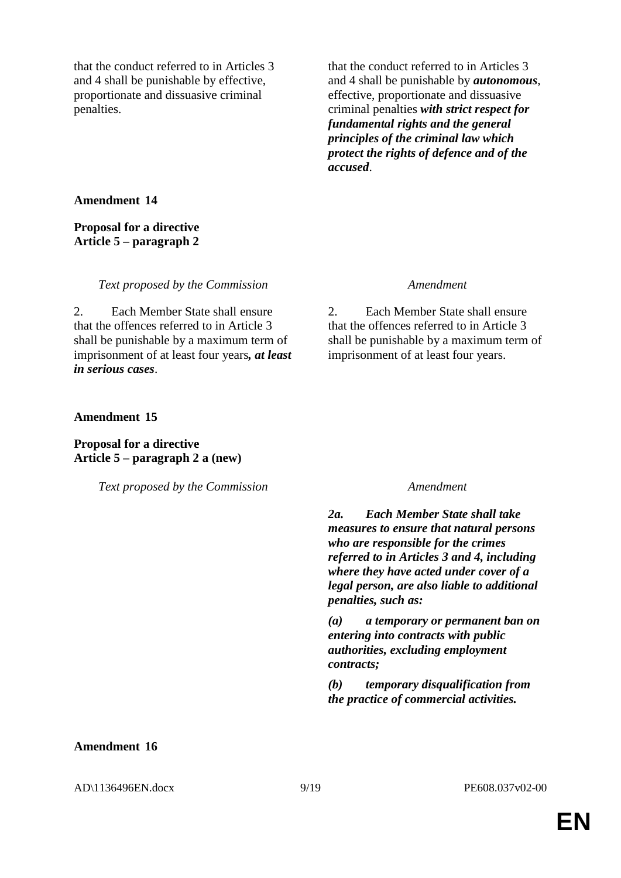| | |
|---|---|
| that the conduct referred to in Articles 3 and 4 shall be punishable by effective, proportionate and dissuasive criminal penalties. | that the conduct referred to in Articles 3 and 4 shall be punishable by ***autonomous***, effective, proportionate and dissuasive criminal penalties ***with strict respect for fundamental rights and the general principles of the criminal law which protect the rights of defence and of the accused***. |

**Amendment 14**

**Proposal for a directive**
**Article 5 – paragraph 2**

| *Text proposed by the Commission* | *Amendment* |
|---|---|
| 2. Each Member State shall ensure that the offences referred to in Article 3 shall be punishable by a maximum term of imprisonment of at least four years***, at least in serious cases***. | 2. Each Member State shall ensure that the offences referred to in Article 3 shall be punishable by a maximum term of imprisonment of at least four years. |

**Amendment 15**

**Proposal for a directive**
**Article 5 – paragraph 2 a (new)**

| *Text proposed by the Commission* | *Amendment* |
|---|---|
| | ***2a. Each Member State shall take measures to ensure that natural persons who are responsible for the crimes referred to in Articles 3 and 4, including where they have acted under cover of a legal person, are also liable to additional penalties, such as:*** |
| | ***(a) a temporary or permanent ban on entering into contracts with public authorities, excluding employment contracts;*** |
| | ***(b) temporary disqualification from the practice of commercial activities.*** |

**Amendment 16**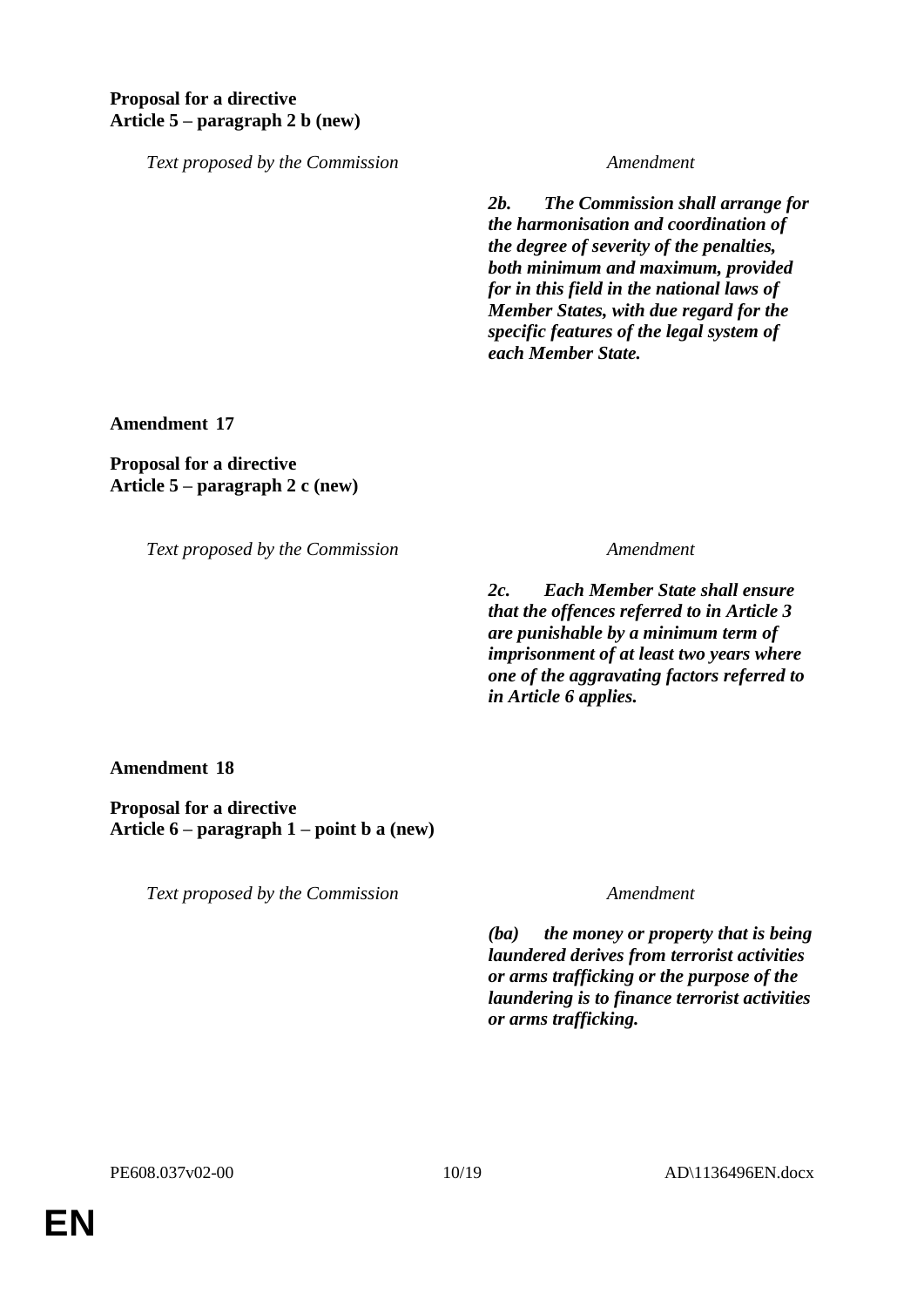**Proposal for a directive**
**Article 5 – paragraph 2 b (new)**

| *Text proposed by the Commission* | *Amendment* |
|---|---|
| | ***2b. The Commission shall arrange for the harmonisation and coordination of the degree of severity of the penalties, both minimum and maximum, provided for in this field in the national laws of Member States, with due regard for the specific features of the legal system of each Member State.*** |

**Amendment 17**

**Proposal for a directive**
**Article 5 – paragraph 2 c (new)**

| *Text proposed by the Commission* | *Amendment* |
|---|---|
| | ***2c. Each Member State shall ensure that the offences referred to in Article 3 are punishable by a minimum term of imprisonment of at least two years where one of the aggravating factors referred to in Article 6 applies.*** |

**Amendment 18**

**Proposal for a directive**
**Article 6 – paragraph 1 – point b a (new)**

| *Text proposed by the Commission* | *Amendment* |
|---|---|
| | ***(ba) the money or property that is being laundered derives from terrorist activities or arms trafficking or the purpose of the laundering is to finance terrorist activities or arms trafficking.*** |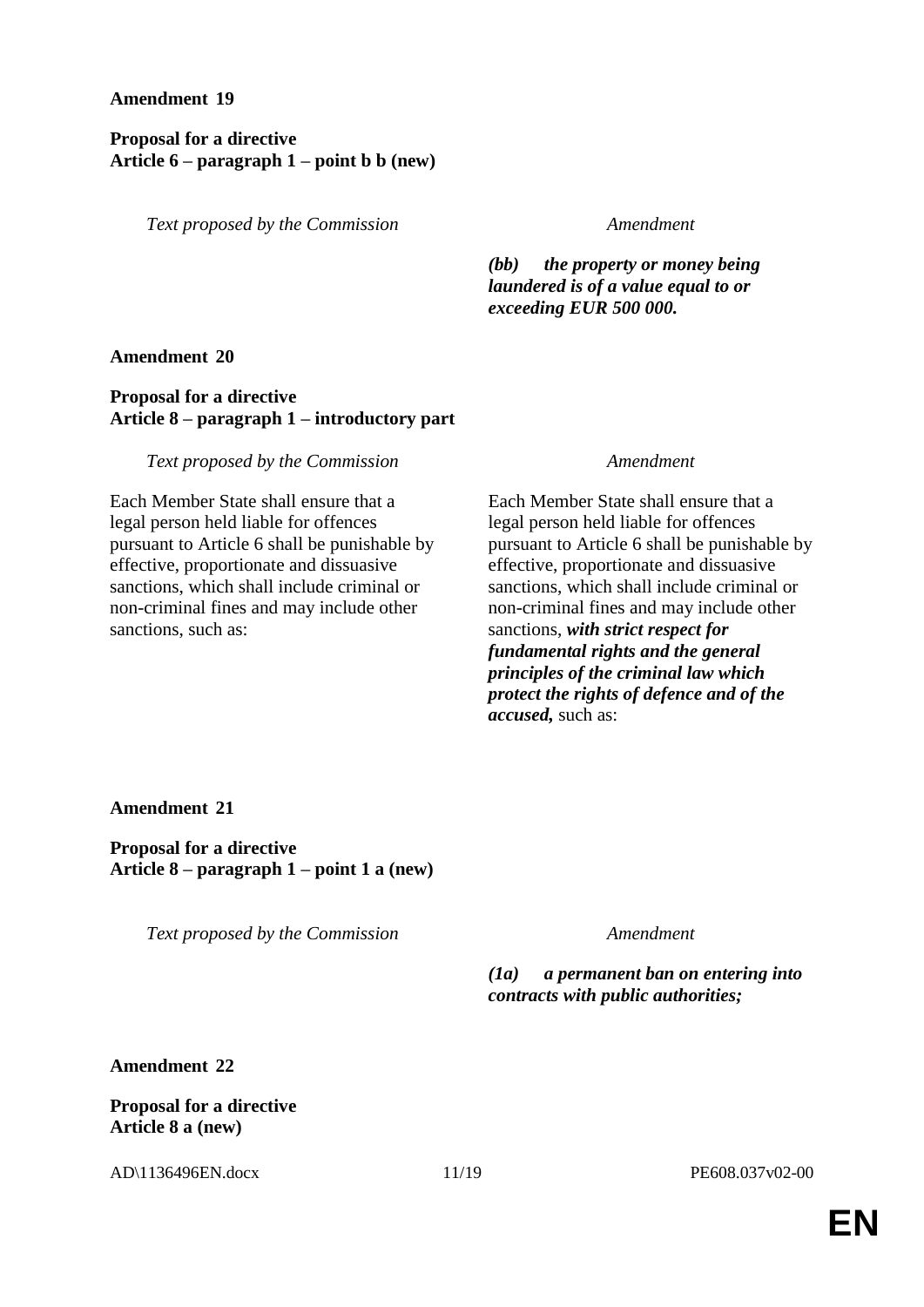**Amendment 19**

**Proposal for a directive**
**Article 6 – paragraph 1 – point b b (new)**

| *Text proposed by the Commission* | *Amendment* |
|---|---|
| | ***(bb) the property or money being laundered is of a value equal to or exceeding EUR 500 000.*** |

**Amendment 20**

**Proposal for a directive**
**Article 8 – paragraph 1 – introductory part**

| *Text proposed by the Commission* | *Amendment* |
|---|---|
| Each Member State shall ensure that a legal person held liable for offences pursuant to Article 6 shall be punishable by effective, proportionate and dissuasive sanctions, which shall include criminal or non-criminal fines and may include other sanctions, such as: | Each Member State shall ensure that a legal person held liable for offences pursuant to Article 6 shall be punishable by effective, proportionate and dissuasive sanctions, which shall include criminal or non-criminal fines and may include other sanctions, ***with strict respect for fundamental rights and the general principles of the criminal law which protect the rights of defence and of the accused,*** such as: |

**Amendment 21**

**Proposal for a directive**
**Article 8 – paragraph 1 – point 1 a (new)**

| *Text proposed by the Commission* | *Amendment* |
|---|---|
| | ***(1a) a permanent ban on entering into contracts with public authorities;*** |

**Amendment 22**

**Proposal for a directive**
**Article 8 a (new)**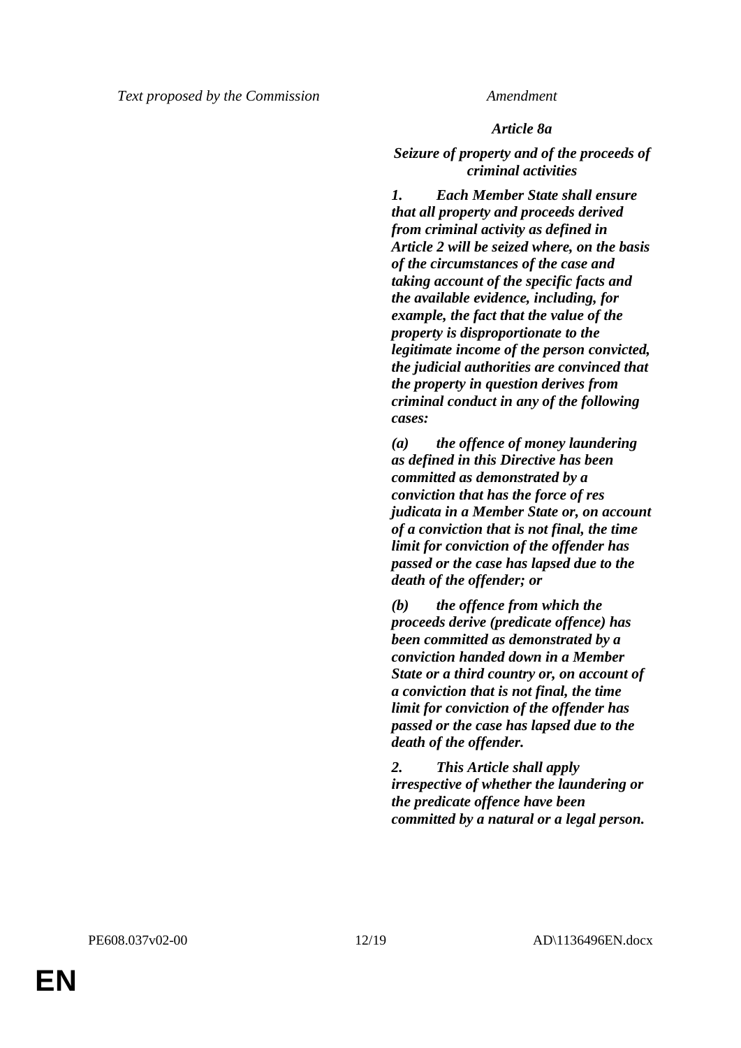| Text proposed by the Commission | Amendment |
|---|---|
| | ***Article 8a*** |
| | ***Seizure of property and of the proceeds of criminal activities*** |
| | ***1. Each Member State shall ensure that all property and proceeds derived from criminal activity as defined in Article 2 will be seized where, on the basis of the circumstances of the case and taking account of the specific facts and the available evidence, including, for example, the fact that the value of the property is disproportionate to the legitimate income of the person convicted, the judicial authorities are convinced that the property in question derives from criminal conduct in any of the following cases:*** |
| | ***(a) the offence of money laundering as defined in this Directive has been committed as demonstrated by a conviction that has the force of res judicata in a Member State or, on account of a conviction that is not final, the time limit for conviction of the offender has passed or the case has lapsed due to the death of the offender; or*** |
| | ***(b) the offence from which the proceeds derive (predicate offence) has been committed as demonstrated by a conviction handed down in a Member State or a third country or, on account of a conviction that is not final, the time limit for conviction of the offender has passed or the case has lapsed due to the death of the offender.*** |
| | ***2. This Article shall apply irrespective of whether the laundering or the predicate offence have been committed by a natural or a legal person.*** |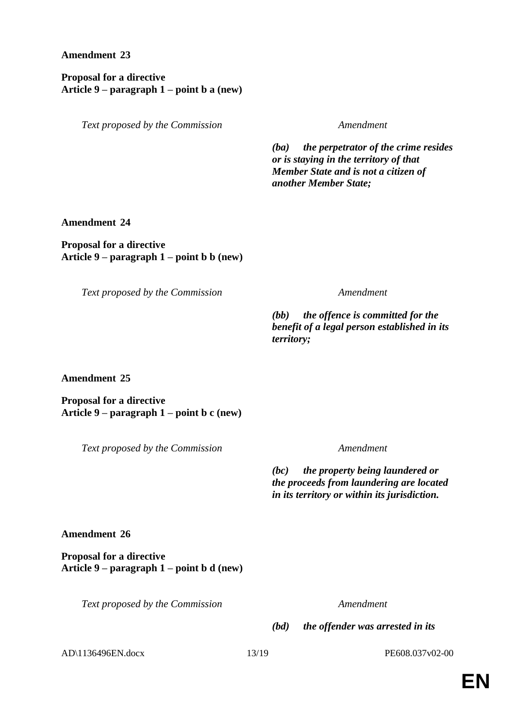**Amendment 23**

**Proposal for a directive**
**Article 9 – paragraph 1 – point b a (new)**

| *Text proposed by the Commission* | *Amendment* |
|---|---|
| | ***(ba) the perpetrator of the crime resides or is staying in the territory of that Member State and is not a citizen of another Member State;*** |

**Amendment 24**

**Proposal for a directive**
**Article 9 – paragraph 1 – point b b (new)**

| *Text proposed by the Commission* | *Amendment* |
|---|---|
| | ***(bb) the offence is committed for the benefit of a legal person established in its territory;*** |

**Amendment 25**

**Proposal for a directive**
**Article 9 – paragraph 1 – point b c (new)**

| *Text proposed by the Commission* | *Amendment* |
|---|---|
| | ***(bc) the property being laundered or the proceeds from laundering are located in its territory or within its jurisdiction.*** |

**Amendment 26**

**Proposal for a directive**
**Article 9 – paragraph 1 – point b d (new)**

| *Text proposed by the Commission* | *Amendment* |
|---|---|
| | ***(bd) the offender was arrested in its*** |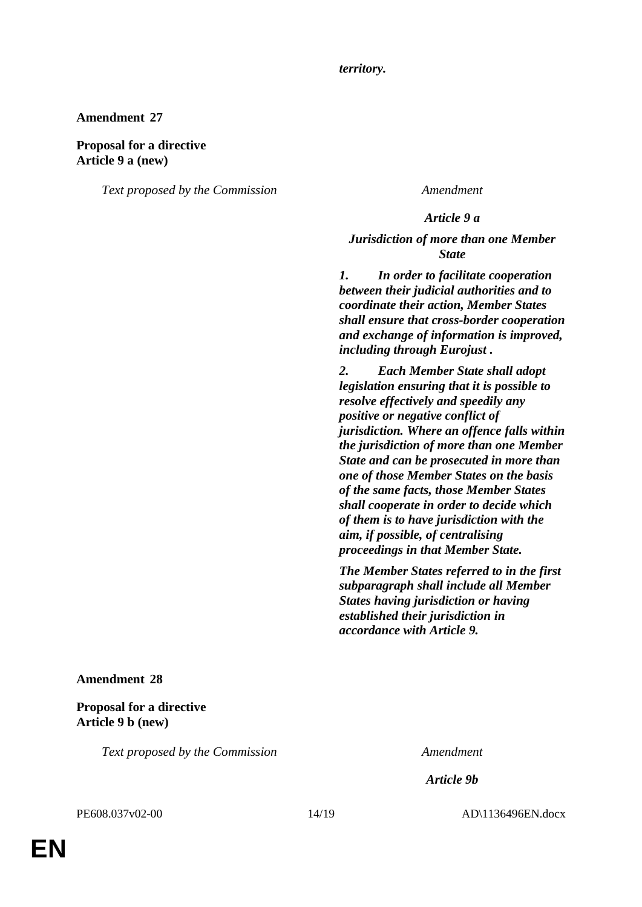***territory.***

**Amendment 27**

**Proposal for a directive**
**Article 9 a (new)**

| *Text proposed by the Commission* | *Amendment* |
|---|---|
| | ***Article 9 a*** |
| | ***Jurisdiction of more than one Member State*** |
| | ***1. In order to facilitate cooperation between their judicial authorities and to coordinate their action, Member States shall ensure that cross-border cooperation and exchange of information is improved, including through Eurojust .*** |
| | ***2. Each Member State shall adopt legislation ensuring that it is possible to resolve effectively and speedily any positive or negative conflict of jurisdiction. Where an offence falls within the jurisdiction of more than one Member State and can be prosecuted in more than one of those Member States on the basis of the same facts, those Member States shall cooperate in order to decide which of them is to have jurisdiction with the aim, if possible, of centralising proceedings in that Member State.*** |
| | ***The Member States referred to in the first subparagraph shall include all Member States having jurisdiction or having established their jurisdiction in accordance with Article 9.*** |

**Amendment 28**

**Proposal for a directive**
**Article 9 b (new)**

| *Text proposed by the Commission* | *Amendment* |
|---|---|
| | ***Article 9b*** |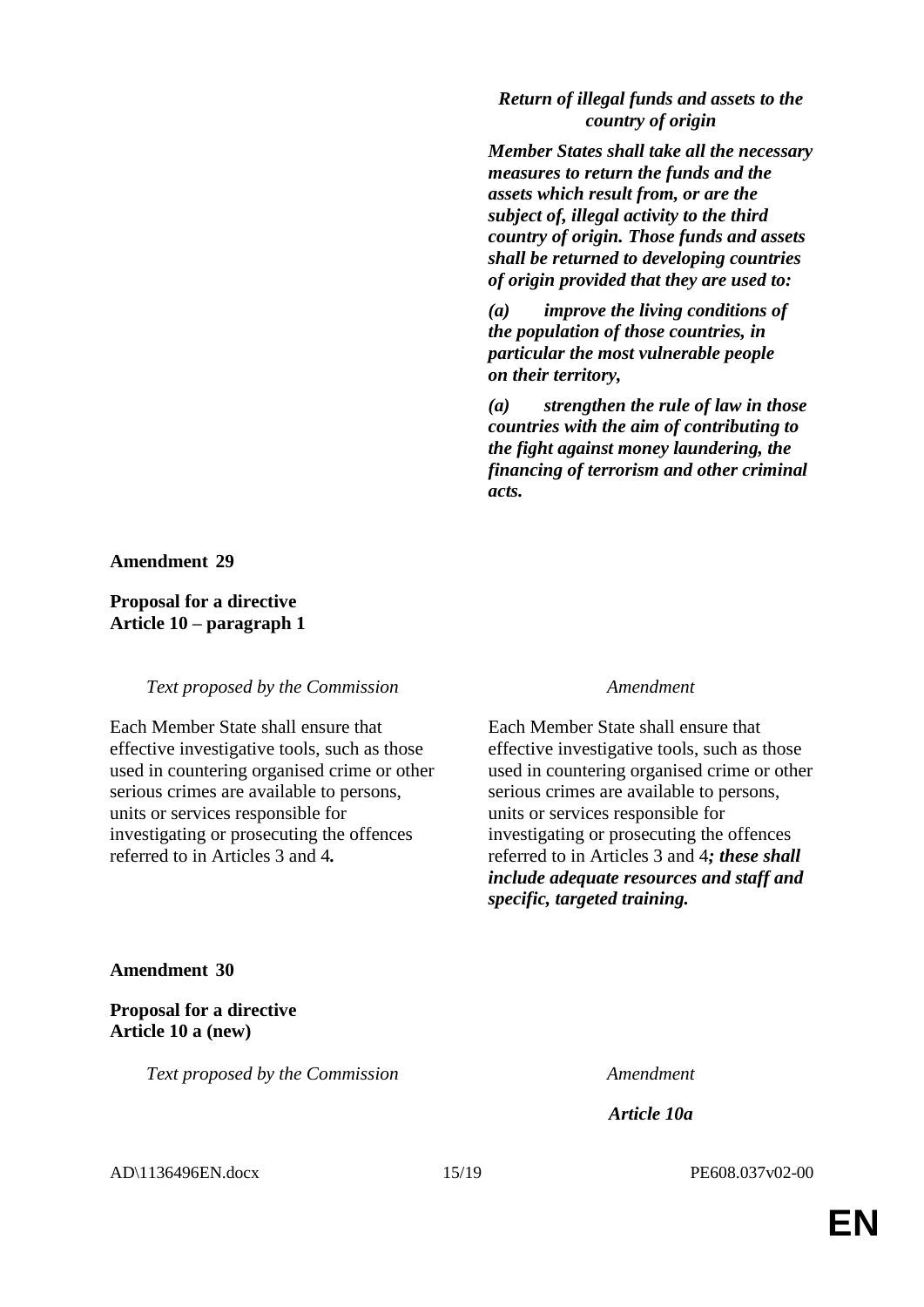| | |
|---|---|
| | ***Return of illegal funds and assets to the country of origin*** |
| | ***Member States shall take all the necessary measures to return the funds and the assets which result from, or are the subject of, illegal activity to the third country of origin. Those funds and assets shall be returned to developing countries of origin provided that they are used to:*** |
| | ***(a) improve the living conditions of the population of those countries, in particular the most vulnerable people on their territory,*** |
| | ***(a) strengthen the rule of law in those countries with the aim of contributing to the fight against money laundering, the financing of terrorism and other criminal acts.*** |

**Amendment 29**

**Proposal for a directive**
**Article 10 – paragraph 1**

| *Text proposed by the Commission* | *Amendment* |
|---|---|
| Each Member State shall ensure that effective investigative tools, such as those used in countering organised crime or other serious crimes are available to persons, units or services responsible for investigating or prosecuting the offences referred to in Articles 3 and 4***.*** | Each Member State shall ensure that effective investigative tools, such as those used in countering organised crime or other serious crimes are available to persons, units or services responsible for investigating or prosecuting the offences referred to in Articles 3 and 4***; these shall include adequate resources and staff and specific, targeted training.*** |

**Amendment 30**

**Proposal for a directive**
**Article 10 a (new)**

| *Text proposed by the Commission* | *Amendment* |
|---|---|
| | ***Article 10a*** |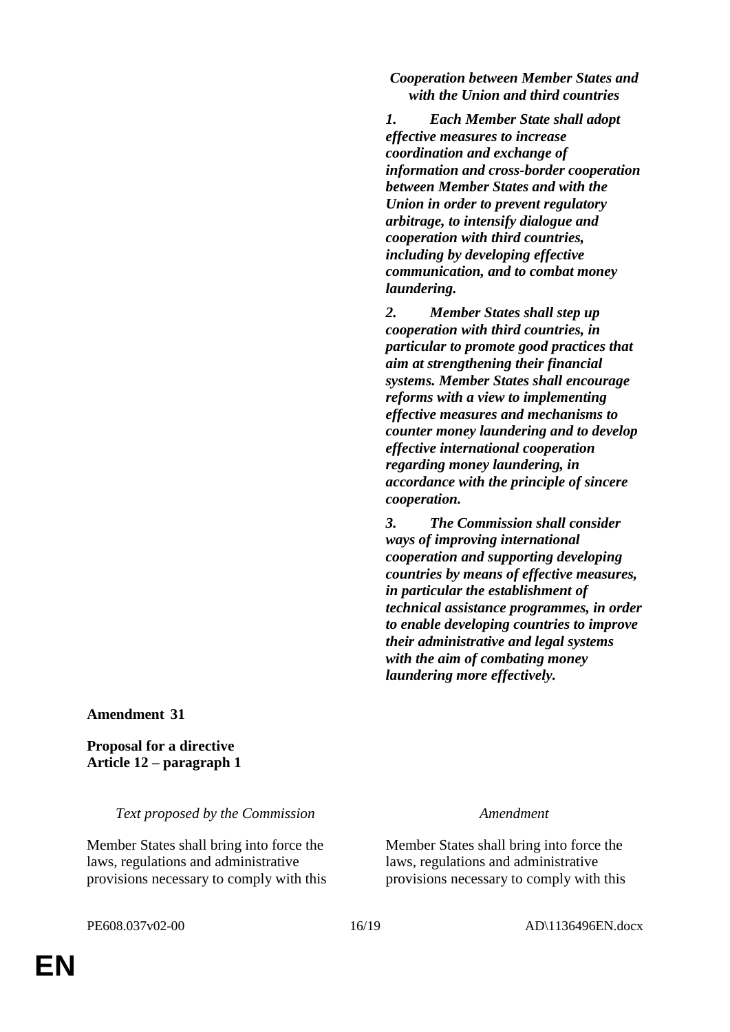| | *Cooperation between Member States and with the Union and third countries* |
|---|---|
| | ***1. Each Member State shall adopt effective measures to increase coordination and exchange of information and cross-border cooperation between Member States and with the Union in order to prevent regulatory arbitrage, to intensify dialogue and cooperation with third countries, including by developing effective communication, and to combat money laundering.*** |
| | ***2. Member States shall step up cooperation with third countries, in particular to promote good practices that aim at strengthening their financial systems. Member States shall encourage reforms with a view to implementing effective measures and mechanisms to counter money laundering and to develop effective international cooperation regarding money laundering, in accordance with the principle of sincere cooperation.*** |
| | ***3. The Commission shall consider ways of improving international cooperation and supporting developing countries by means of effective measures, in particular the establishment of technical assistance programmes, in order to enable developing countries to improve their administrative and legal systems with the aim of combating money laundering more effectively.*** |

**Amendment 31**

**Proposal for a directive**
**Article 12 – paragraph 1**

| *Text proposed by the Commission* | *Amendment* |
|---|---|
| Member States shall bring into force the laws, regulations and administrative provisions necessary to comply with this | Member States shall bring into force the laws, regulations and administrative provisions necessary to comply with this |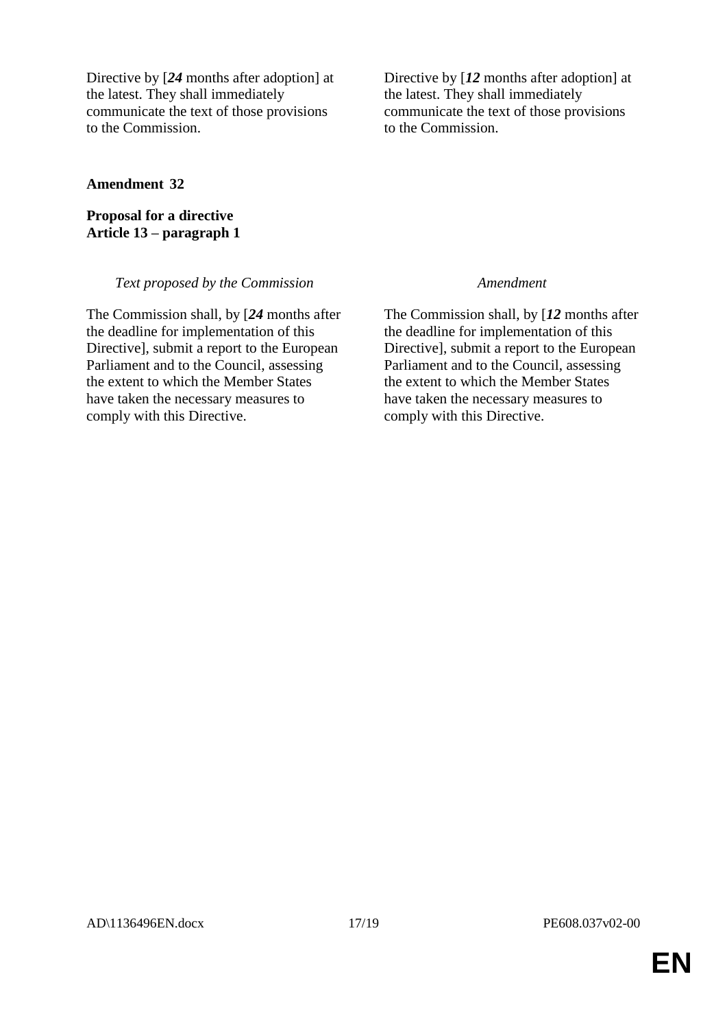| | |
|---|---|
| Directive by [***24*** months after adoption] at the latest. They shall immediately communicate the text of those provisions to the Commission. | Directive by [***12*** months after adoption] at the latest. They shall immediately communicate the text of those provisions to the Commission. |

**Amendment 32**

**Proposal for a directive**
**Article 13 – paragraph 1**

| *Text proposed by the Commission* | *Amendment* |
|---|---|
| The Commission shall, by [***24*** months after the deadline for implementation of this Directive], submit a report to the European Parliament and to the Council, assessing the extent to which the Member States have taken the necessary measures to comply with this Directive. | The Commission shall, by [***12*** months after the deadline for implementation of this Directive], submit a report to the European Parliament and to the Council, assessing the extent to which the Member States have taken the necessary measures to comply with this Directive. |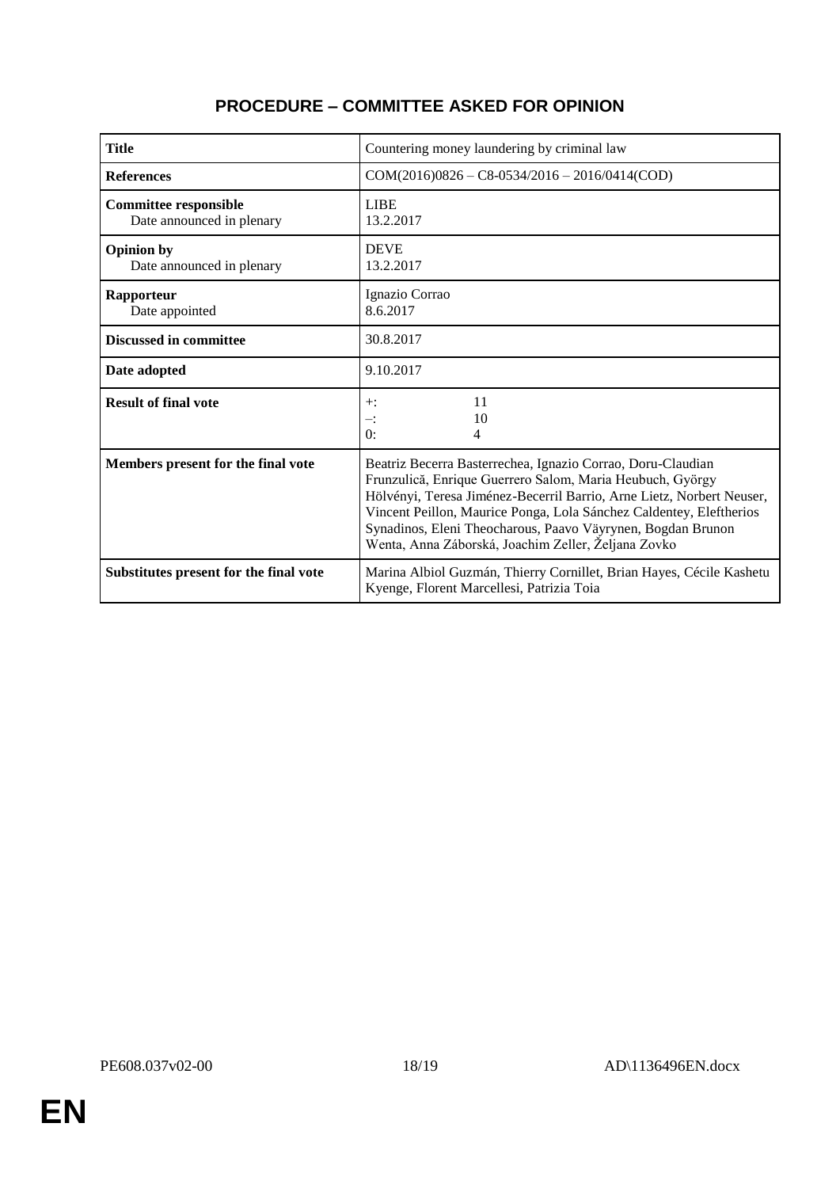## PROCEDURE – COMMITTEE ASKED FOR OPINION

| **Title** | Countering money laundering by criminal law |
|---|---|
| **References** | COM(2016)0826 – C8-0534/2016 – 2016/0414(COD) |
| **Committee responsible**<br>Date announced in plenary | LIBE<br>13.2.2017 |
| **Opinion by**<br>Date announced in plenary | DEVE<br>13.2.2017 |
| **Rapporteur**<br>Date appointed | Ignazio Corrao<br>8.6.2017 |
| **Discussed in committee** | 30.8.2017 |
| **Date adopted** | 9.10.2017 |
| **Result of final vote** | +: 11<br>–: 10<br>0: 4 |
| **Members present for the final vote** | Beatriz Becerra Basterrechea, Ignazio Corrao, Doru-Claudian Frunzulică, Enrique Guerrero Salom, Maria Heubuch, György Hölvényi, Teresa Jiménez-Becerril Barrio, Arne Lietz, Norbert Neuser, Vincent Peillon, Maurice Ponga, Lola Sánchez Caldentey, Eleftherios Synadinos, Eleni Theocharous, Paavo Väyrynen, Bogdan Brunon Wenta, Anna Záborská, Joachim Zeller, Željana Zovko |
| **Substitutes present for the final vote** | Marina Albiol Guzmán, Thierry Cornillet, Brian Hayes, Cécile Kashetu Kyenge, Florent Marcellesi, Patrizia Toia |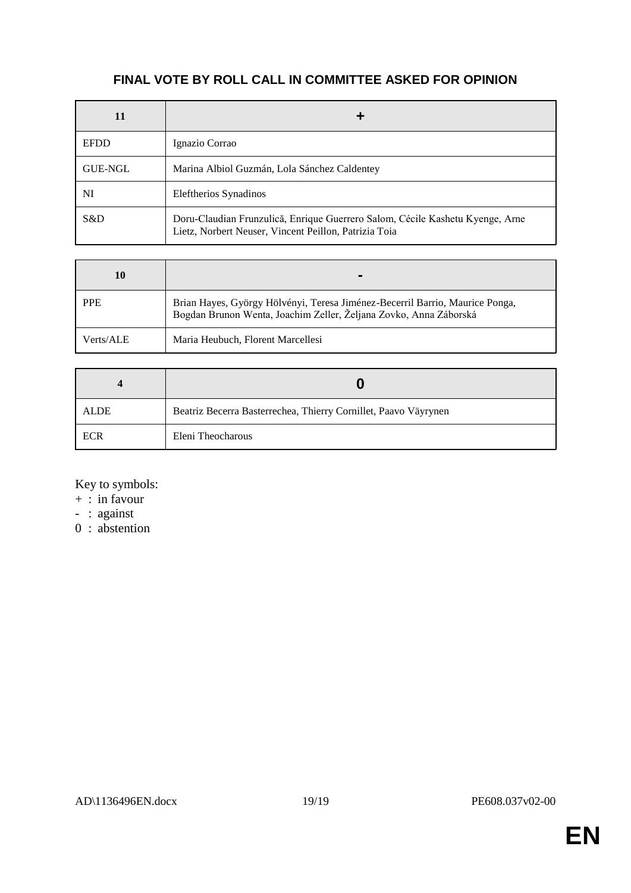## FINAL VOTE BY ROLL CALL IN COMMITTEE ASKED FOR OPINION

| 11 | + |
|---|---|
| EFDD | Ignazio Corrao |
| GUE-NGL | Marina Albiol Guzmán, Lola Sánchez Caldentey |
| NI | Eleftherios Synadinos |
| S&D | Doru-Claudian Frunzulică, Enrique Guerrero Salom, Cécile Kashetu Kyenge, Arne Lietz, Norbert Neuser, Vincent Peillon, Patrizia Toia |

| 10 | - |
|---|---|
| PPE | Brian Hayes, György Hölvényi, Teresa Jiménez-Becerril Barrio, Maurice Ponga, Bogdan Brunon Wenta, Joachim Zeller, Željana Zovko, Anna Záborská |
| Verts/ALE | Maria Heubuch, Florent Marcellesi |

| 4 | 0 |
|---|---|
| ALDE | Beatriz Becerra Basterrechea, Thierry Cornillet, Paavo Väyrynen |
| ECR | Eleni Theocharous |

Key to symbols:
+ : in favour
- : against
0 : abstention